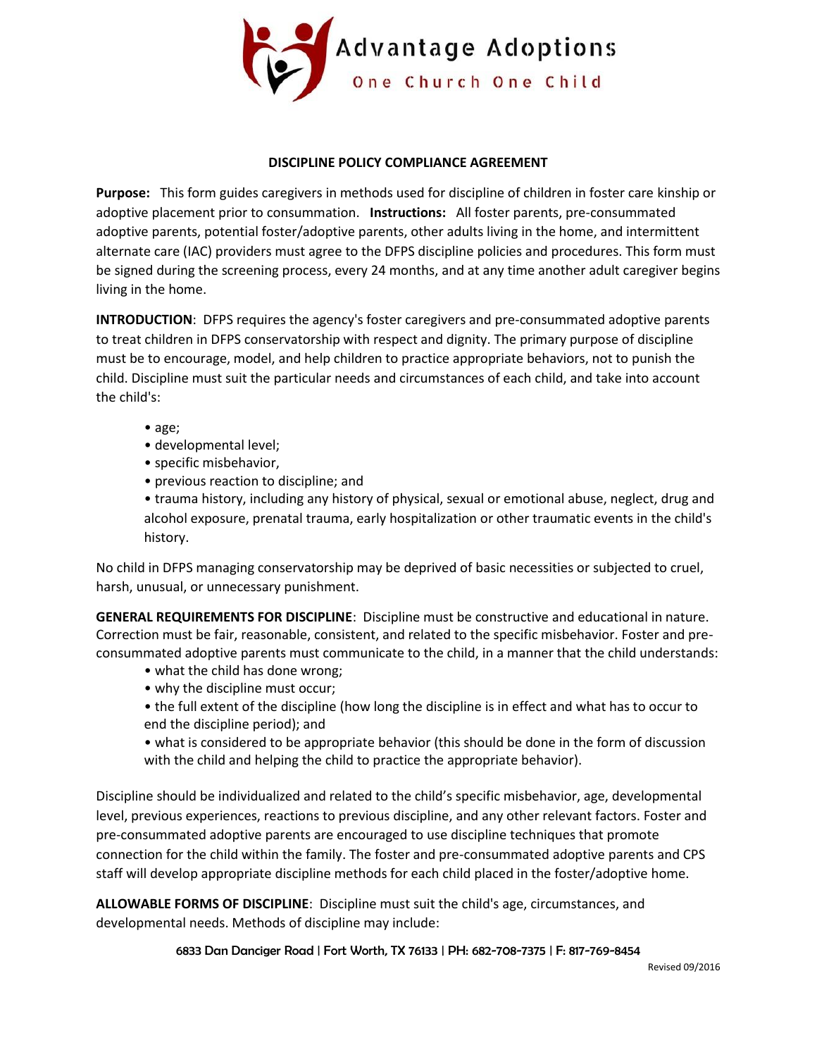Advantage Adoptions

One Church One Child

## DISCIPLINE POLICY COMPLIANCE AGREEMENT

**Purpose:** This form guides caregivers in methods used for discipline of children in foster care kinship or adoptive placement prior to consummation. **Instructions:** All foster parents, pre-consummated adoptive parents, potential foster/adoptive parents, other adults living in the home, and intermittent alternate care (IAC) providers must agree to the DFPS discipline policies and procedures. This form must be signed during the screening process, every 24 months, and at any time another adult caregiver begins living in the home.

**INTRODUCTION**: DFPS requires the agency's foster caregivers and pre-consummated adoptive parents to treat children in DFPS conservatorship with respect and dignity. The primary purpose of discipline must be to encourage, model, and help children to practice appropriate behaviors, not to punish the child. Discipline must suit the particular needs and circumstances of each child, and take into account the child's:

- age;
- developmental level;
- specific misbehavior,
- previous reaction to discipline; and
- trauma history, including any history of physical, sexual or emotional abuse, neglect, drug and alcohol exposure, prenatal trauma, early hospitalization or other traumatic events in the child's history.

No child in DFPS managing conservatorship may be deprived of basic necessities or subjected to cruel, harsh, unusual, or unnecessary punishment.

**GENERAL REQUIREMENTS FOR DISCIPLINE**: Discipline must be constructive and educational in nature. Correction must be fair, reasonable, consistent, and related to the specific misbehavior. Foster and pre-consummated adoptive parents must communicate to the child, in a manner that the child understands:

- what the child has done wrong;
- why the discipline must occur;
- the full extent of the discipline (how long the discipline is in effect and what has to occur to end the discipline period); and
- what is considered to be appropriate behavior (this should be done in the form of discussion with the child and helping the child to practice the appropriate behavior).

Discipline should be individualized and related to the child's specific misbehavior, age, developmental level, previous experiences, reactions to previous discipline, and any other relevant factors. Foster and pre-consummated adoptive parents are encouraged to use discipline techniques that promote connection for the child within the family. The foster and pre-consummated adoptive parents and CPS staff will develop appropriate discipline methods for each child placed in the foster/adoptive home.

**ALLOWABLE FORMS OF DISCIPLINE**: Discipline must suit the child's age, circumstances, and developmental needs. Methods of discipline may include:

6833 Dan Danciger Road | Fort Worth, TX 76133 | PH: 682-708-7375 | F: 817-769-8454

Revised 09/2016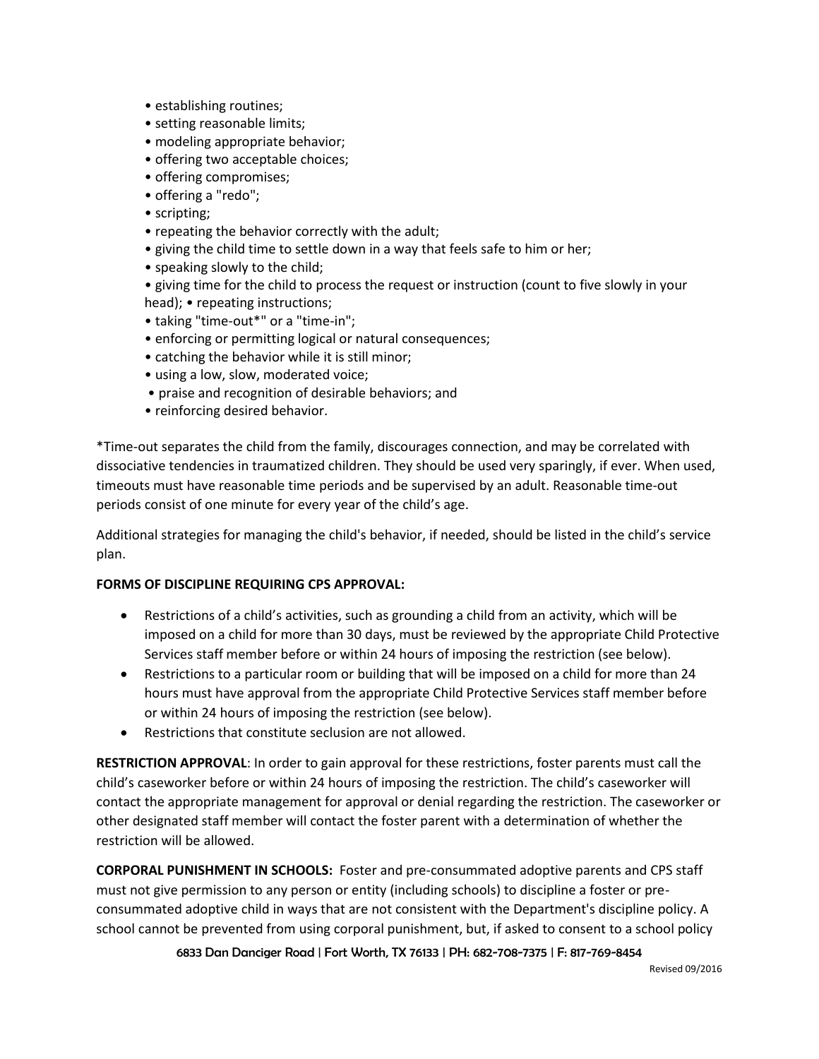- establishing routines;
- setting reasonable limits;
- modeling appropriate behavior;
- offering two acceptable choices;
- offering compromises;
- offering a "redo";
- scripting;
- repeating the behavior correctly with the adult;
- giving the child time to settle down in a way that feels safe to him or her;
- speaking slowly to the child;
- giving time for the child to process the request or instruction (count to five slowly in your head); • repeating instructions;
- taking "time-out*" or a "time-in";
- enforcing or permitting logical or natural consequences;
- catching the behavior while it is still minor;
- using a low, slow, moderated voice;
- praise and recognition of desirable behaviors; and
- reinforcing desired behavior.

*Time-out separates the child from the family, discourages connection, and may be correlated with dissociative tendencies in traumatized children. They should be used very sparingly, if ever. When used, timeouts must have reasonable time periods and be supervised by an adult. Reasonable time-out periods consist of one minute for every year of the child's age.

Additional strategies for managing the child's behavior, if needed, should be listed in the child's service plan.

**FORMS OF DISCIPLINE REQUIRING CPS APPROVAL:**

- Restrictions of a child's activities, such as grounding a child from an activity, which will be imposed on a child for more than 30 days, must be reviewed by the appropriate Child Protective Services staff member before or within 24 hours of imposing the restriction (see below).
- Restrictions to a particular room or building that will be imposed on a child for more than 24 hours must have approval from the appropriate Child Protective Services staff member before or within 24 hours of imposing the restriction (see below).
- Restrictions that constitute seclusion are not allowed.

**RESTRICTION APPROVAL**: In order to gain approval for these restrictions, foster parents must call the child's caseworker before or within 24 hours of imposing the restriction. The child's caseworker will contact the appropriate management for approval or denial regarding the restriction. The caseworker or other designated staff member will contact the foster parent with a determination of whether the restriction will be allowed.

**CORPORAL PUNISHMENT IN SCHOOLS:** Foster and pre-consummated adoptive parents and CPS staff must not give permission to any person or entity (including schools) to discipline a foster or pre-consummated adoptive child in ways that are not consistent with the Department's discipline policy. A school cannot be prevented from using corporal punishment, but, if asked to consent to a school policy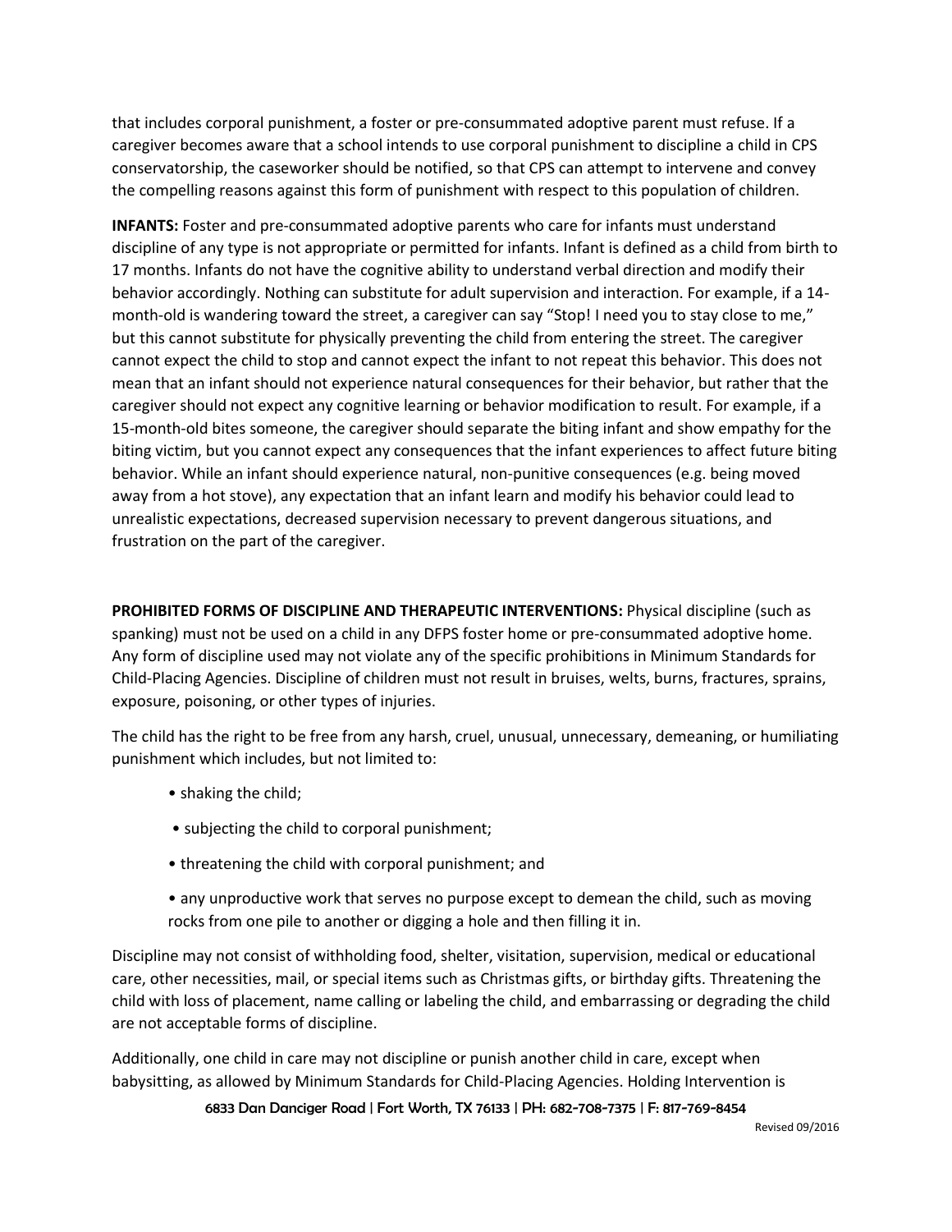that includes corporal punishment, a foster or pre-consummated adoptive parent must refuse. If a caregiver becomes aware that a school intends to use corporal punishment to discipline a child in CPS conservatorship, the caseworker should be notified, so that CPS can attempt to intervene and convey the compelling reasons against this form of punishment with respect to this population of children.

**INFANTS:** Foster and pre-consummated adoptive parents who care for infants must understand discipline of any type is not appropriate or permitted for infants. Infant is defined as a child from birth to 17 months. Infants do not have the cognitive ability to understand verbal direction and modify their behavior accordingly. Nothing can substitute for adult supervision and interaction. For example, if a 14-month-old is wandering toward the street, a caregiver can say "Stop! I need you to stay close to me," but this cannot substitute for physically preventing the child from entering the street. The caregiver cannot expect the child to stop and cannot expect the infant to not repeat this behavior. This does not mean that an infant should not experience natural consequences for their behavior, but rather that the caregiver should not expect any cognitive learning or behavior modification to result. For example, if a 15-month-old bites someone, the caregiver should separate the biting infant and show empathy for the biting victim, but you cannot expect any consequences that the infant experiences to affect future biting behavior. While an infant should experience natural, non-punitive consequences (e.g. being moved away from a hot stove), any expectation that an infant learn and modify his behavior could lead to unrealistic expectations, decreased supervision necessary to prevent dangerous situations, and frustration on the part of the caregiver.

**PROHIBITED FORMS OF DISCIPLINE AND THERAPEUTIC INTERVENTIONS:** Physical discipline (such as spanking) must not be used on a child in any DFPS foster home or pre-consummated adoptive home. Any form of discipline used may not violate any of the specific prohibitions in Minimum Standards for Child-Placing Agencies. Discipline of children must not result in bruises, welts, burns, fractures, sprains, exposure, poisoning, or other types of injuries.

The child has the right to be free from any harsh, cruel, unusual, unnecessary, demeaning, or humiliating punishment which includes, but not limited to:

- shaking the child;
- subjecting the child to corporal punishment;
- threatening the child with corporal punishment; and
- any unproductive work that serves no purpose except to demean the child, such as moving rocks from one pile to another or digging a hole and then filling it in.

Discipline may not consist of withholding food, shelter, visitation, supervision, medical or educational care, other necessities, mail, or special items such as Christmas gifts, or birthday gifts. Threatening the child with loss of placement, name calling or labeling the child, and embarrassing or degrading the child are not acceptable forms of discipline.

Additionally, one child in care may not discipline or punish another child in care, except when babysitting, as allowed by Minimum Standards for Child-Placing Agencies. Holding Intervention is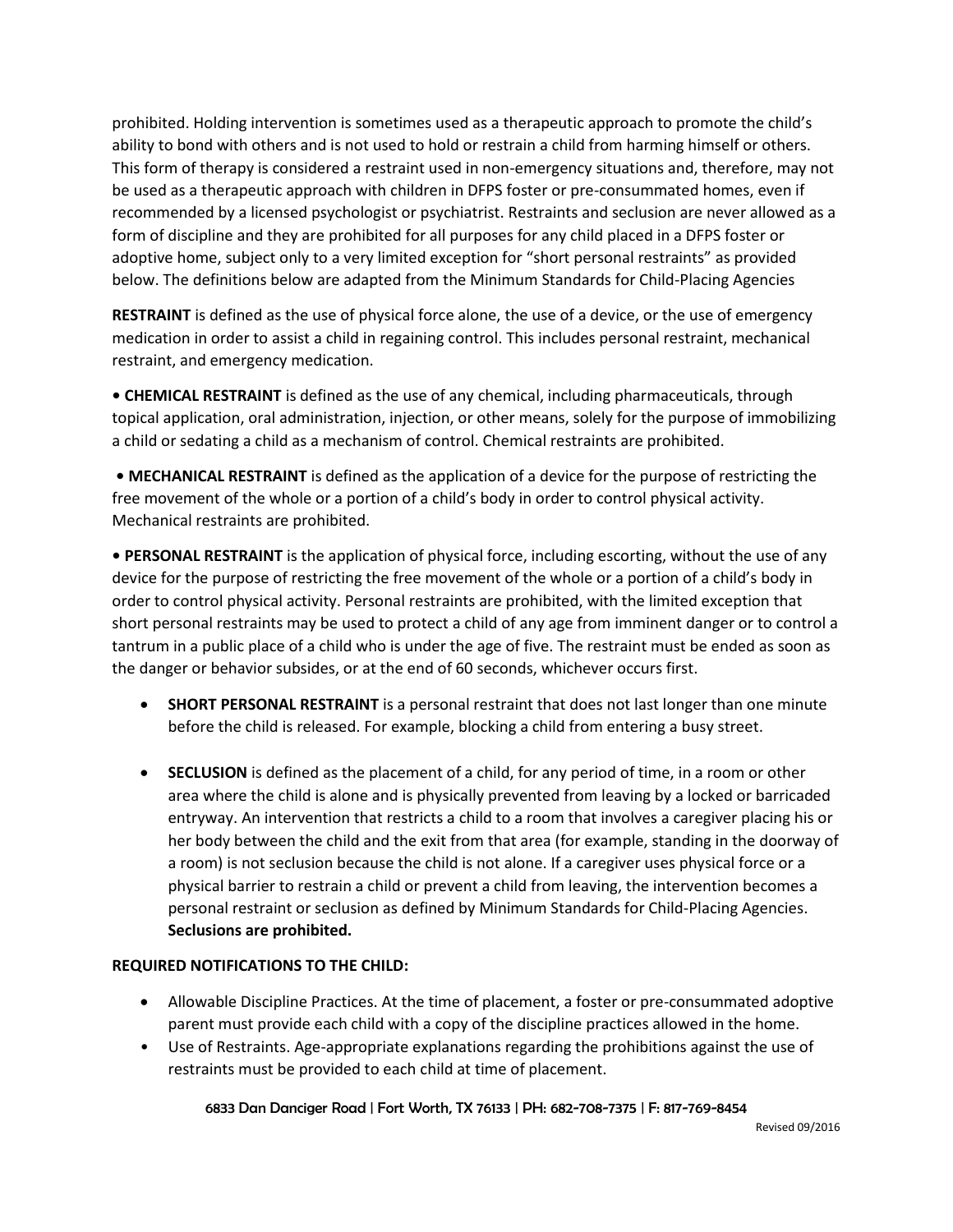prohibited. Holding intervention is sometimes used as a therapeutic approach to promote the child's ability to bond with others and is not used to hold or restrain a child from harming himself or others. This form of therapy is considered a restraint used in non-emergency situations and, therefore, may not be used as a therapeutic approach with children in DFPS foster or pre-consummated homes, even if recommended by a licensed psychologist or psychiatrist. Restraints and seclusion are never allowed as a form of discipline and they are prohibited for all purposes for any child placed in a DFPS foster or adoptive home, subject only to a very limited exception for "short personal restraints" as provided below. The definitions below are adapted from the Minimum Standards for Child-Placing Agencies

**RESTRAINT** is defined as the use of physical force alone, the use of a device, or the use of emergency medication in order to assist a child in regaining control. This includes personal restraint, mechanical restraint, and emergency medication.

• **CHEMICAL RESTRAINT** is defined as the use of any chemical, including pharmaceuticals, through topical application, oral administration, injection, or other means, solely for the purpose of immobilizing a child or sedating a child as a mechanism of control. Chemical restraints are prohibited.

• **MECHANICAL RESTRAINT** is defined as the application of a device for the purpose of restricting the free movement of the whole or a portion of a child's body in order to control physical activity. Mechanical restraints are prohibited.

• **PERSONAL RESTRAINT** is the application of physical force, including escorting, without the use of any device for the purpose of restricting the free movement of the whole or a portion of a child's body in order to control physical activity. Personal restraints are prohibited, with the limited exception that short personal restraints may be used to protect a child of any age from imminent danger or to control a tantrum in a public place of a child who is under the age of five. The restraint must be ended as soon as the danger or behavior subsides, or at the end of 60 seconds, whichever occurs first.

- **SHORT PERSONAL RESTRAINT** is a personal restraint that does not last longer than one minute before the child is released. For example, blocking a child from entering a busy street.
- **SECLUSION** is defined as the placement of a child, for any period of time, in a room or other area where the child is alone and is physically prevented from leaving by a locked or barricaded entryway. An intervention that restricts a child to a room that involves a caregiver placing his or her body between the child and the exit from that area (for example, standing in the doorway of a room) is not seclusion because the child is not alone. If a caregiver uses physical force or a physical barrier to restrain a child or prevent a child from leaving, the intervention becomes a personal restraint or seclusion as defined by Minimum Standards for Child-Placing Agencies. **Seclusions are prohibited.**

**REQUIRED NOTIFICATIONS TO THE CHILD:**

- Allowable Discipline Practices. At the time of placement, a foster or pre-consummated adoptive parent must provide each child with a copy of the discipline practices allowed in the home.
- Use of Restraints. Age-appropriate explanations regarding the prohibitions against the use of restraints must be provided to each child at time of placement.

6833 Dan Danciger Road | Fort Worth, TX 76133 | PH: 682-708-7375 | F: 817-769-8454

Revised 09/2016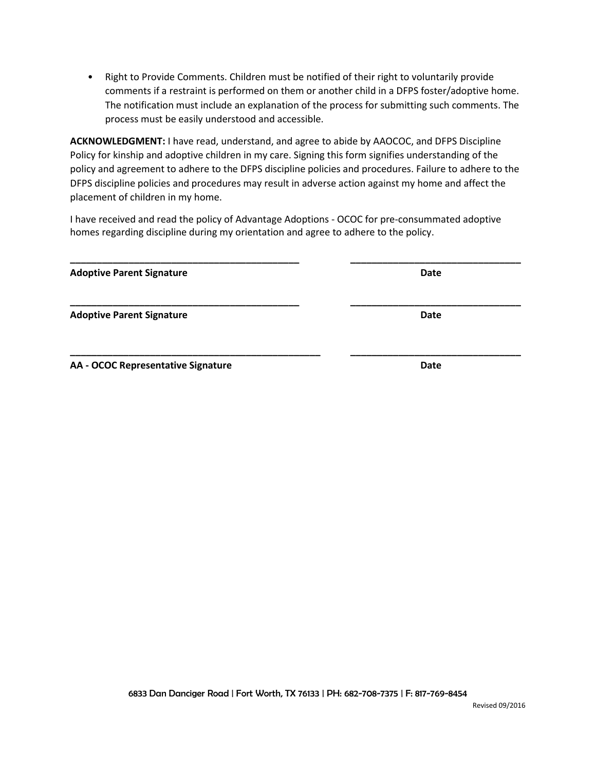- Right to Provide Comments. Children must be notified of their right to voluntarily provide comments if a restraint is performed on them or another child in a DFPS foster/adoptive home. The notification must include an explanation of the process for submitting such comments. The process must be easily understood and accessible.

**ACKNOWLEDGMENT:** I have read, understand, and agree to abide by AAOCOC, and DFPS Discipline Policy for kinship and adoptive children in my care. Signing this form signifies understanding of the policy and agreement to adhere to the DFPS discipline policies and procedures. Failure to adhere to the DFPS discipline policies and procedures may result in adverse action against my home and affect the placement of children in my home.

I have received and read the policy of Advantage Adoptions - OCOC for pre-consummated adoptive homes regarding discipline during my orientation and agree to adhere to the policy.

\_\_\_\_\_\_\_\_\_\_\_\_\_\_\_\_\_\_\_\_\_\_\_\_\_\_\_\_\_\_\_\_\_\_\_\_\_\_\_\_\_\_\_\_ \_\_\_\_\_\_\_\_\_\_\_\_\_\_\_\_\_\_\_\_\_\_\_\_\_\_\_\_\_\_\_\_

**Adoptive Parent Signature** **Date**

\_\_\_\_\_\_\_\_\_\_\_\_\_\_\_\_\_\_\_\_\_\_\_\_\_\_\_\_\_\_\_\_\_\_\_\_\_\_\_\_\_\_\_\_ \_\_\_\_\_\_\_\_\_\_\_\_\_\_\_\_\_\_\_\_\_\_\_\_\_\_\_\_\_\_\_\_

**Adoptive Parent Signature** **Date**

\_\_\_\_\_\_\_\_\_\_\_\_\_\_\_\_\_\_\_\_\_\_\_\_\_\_\_\_\_\_\_\_\_\_\_\_\_\_\_\_\_\_\_\_\_\_\_\_ \_\_\_\_\_\_\_\_\_\_\_\_\_\_\_\_\_\_\_\_\_\_\_\_\_\_\_\_\_\_\_\_

**AA - OCOC Representative Signature** **Date**

6833 Dan Danciger Road | Fort Worth, TX 76133 | PH: 682-708-7375 | F: 817-769-8454

Revised 09/2016